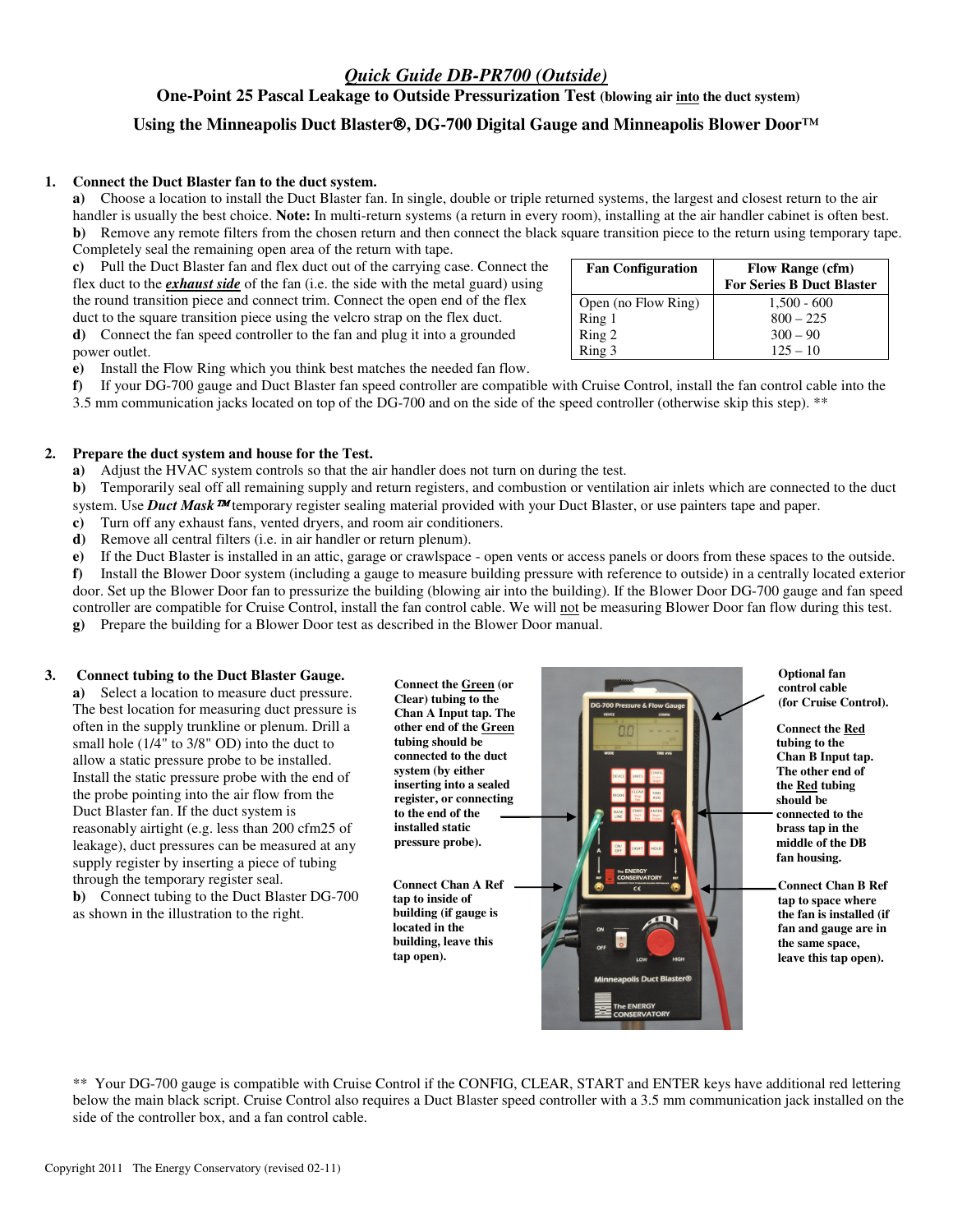# *Quick Guide DB-PR700 (Outside)*

## One-Point 25 Pascal Leakage to Outside Pressurization Test (blowing air into the duct system)

## Using the Minneapolis Duct Blaster®, DG-700 Digital Gauge and Minneapolis Blower Door™

**1. Connect the Duct Blaster fan to the duct system.**

**a)** Choose a location to install the Duct Blaster fan. In single, double or triple returned systems, the largest and closest return to the air handler is usually the best choice. **Note:** In multi-return systems (a return in every room), installing at the air handler cabinet is often best.

**b)** Remove any remote filters from the chosen return and then connect the black square transition piece to the return using temporary tape. Completely seal the remaining open area of the return with tape.

**c)** Pull the Duct Blaster fan and flex duct out of the carrying case. Connect the flex duct to the ***exhaust side*** of the fan (i.e. the side with the metal guard) using the round transition piece and connect trim. Connect the open end of the flex duct to the square transition piece using the velcro strap on the flex duct.

**d)** Connect the fan speed controller to the fan and plug it into a grounded power outlet.

**e)** Install the Flow Ring which you think best matches the needed fan flow.

| Fan Configuration | Flow Range (cfm) For Series B Duct Blaster |
|---|---|
| Open (no Flow Ring) | 1,500 - 600 |
| Ring 1 | 800 – 225 |
| Ring 2 | 300 – 90 |
| Ring 3 | 125 – 10 |

**f)** If your DG-700 gauge and Duct Blaster fan speed controller are compatible with Cruise Control, install the fan control cable into the 3.5 mm communication jacks located on top of the DG-700 and on the side of the speed controller (otherwise skip this step). **

**2. Prepare the duct system and house for the Test.**

**a)** Adjust the HVAC system controls so that the air handler does not turn on during the test.

**b)** Temporarily seal off all remaining supply and return registers, and combustion or ventilation air inlets which are connected to the duct system. Use ***Duct Mask™*** temporary register sealing material provided with your Duct Blaster, or use painters tape and paper.

**c)** Turn off any exhaust fans, vented dryers, and room air conditioners.

**d)** Remove all central filters (i.e. in air handler or return plenum).

**e)** If the Duct Blaster is installed in an attic, garage or crawlspace - open vents or access panels or doors from these spaces to the outside.

**f)** Install the Blower Door system (including a gauge to measure building pressure with reference to outside) in a centrally located exterior door. Set up the Blower Door fan to pressurize the building (blowing air into the building). If the Blower Door DG-700 gauge and fan speed controller are compatible for Cruise Control, install the fan control cable. We will not be measuring Blower Door fan flow during this test.

**g)** Prepare the building for a Blower Door test as described in the Blower Door manual.

**3. Connect tubing to the Duct Blaster Gauge.**

**a)** Select a location to measure duct pressure. The best location for measuring duct pressure is often in the supply trunkline or plenum. Drill a small hole (1/4" to 3/8" OD) into the duct to allow a static pressure probe to be installed. Install the static pressure probe with the end of the probe pointing into the air flow from the Duct Blaster fan. If the duct system is reasonably airtight (e.g. less than 200 cfm25 of leakage), duct pressures can be measured at any supply register by inserting a piece of tubing through the temporary register seal.

**b)** Connect tubing to the Duct Blaster DG-700 as shown in the illustration to the right.

**Connect the Green (or Clear) tubing to the Chan A Input tap. The other end of the Green tubing should be connected to the duct system (by either inserting into a sealed register, or connecting to the end of the installed static pressure probe).**

**Connect Chan A Ref tap to inside of building (if gauge is located in the building, leave this tap open).**

**Optional fan control cable (for Cruise Control).**

**Connect the Red tubing to the Chan B Input tap. The other end of the Red tubing should be connected to the brass tap in the middle of the DB fan housing.**

**Connect Chan B Ref tap to space where the fan is installed (if fan and gauge are in the same space, leave this tap open).**

** Your DG-700 gauge is compatible with Cruise Control if the CONFIG, CLEAR, START and ENTER keys have additional red lettering below the main black script. Cruise Control also requires a Duct Blaster speed controller with a 3.5 mm communication jack installed on the side of the controller box, and a fan control cable.

Copyright 2011 The Energy Conservatory (revised 02-11)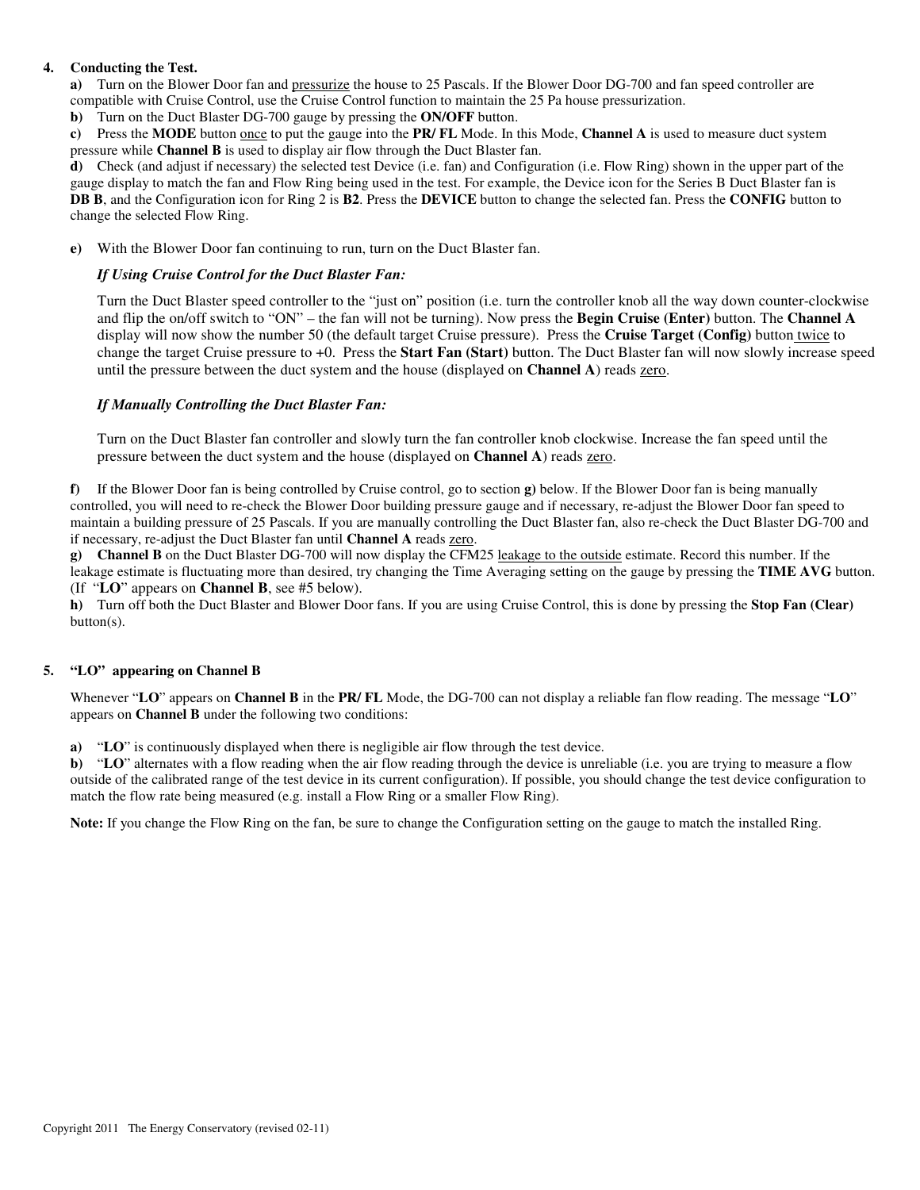**4. Conducting the Test.**

**a)** Turn on the Blower Door fan and pressurize the house to 25 Pascals. If the Blower Door DG-700 and fan speed controller are compatible with Cruise Control, use the Cruise Control function to maintain the 25 Pa house pressurization.

**b)** Turn on the Duct Blaster DG-700 gauge by pressing the **ON/OFF** button.

**c)** Press the **MODE** button once to put the gauge into the **PR/ FL** Mode. In this Mode, **Channel A** is used to measure duct system pressure while **Channel B** is used to display air flow through the Duct Blaster fan.

**d)** Check (and adjust if necessary) the selected test Device (i.e. fan) and Configuration (i.e. Flow Ring) shown in the upper part of the gauge display to match the fan and Flow Ring being used in the test. For example, the Device icon for the Series B Duct Blaster fan is **DB B**, and the Configuration icon for Ring 2 is **B2**. Press the **DEVICE** button to change the selected fan. Press the **CONFIG** button to change the selected Flow Ring.

**e)** With the Blower Door fan continuing to run, turn on the Duct Blaster fan.

***If Using Cruise Control for the Duct Blaster Fan:***

Turn the Duct Blaster speed controller to the "just on" position (i.e. turn the controller knob all the way down counter-clockwise and flip the on/off switch to "ON" – the fan will not be turning). Now press the **Begin Cruise (Enter)** button. The **Channel A** display will now show the number 50 (the default target Cruise pressure). Press the **Cruise Target (Config)** button twice to change the target Cruise pressure to +0. Press the **Start Fan (Start)** button. The Duct Blaster fan will now slowly increase speed until the pressure between the duct system and the house (displayed on **Channel A**) reads zero.

***If Manually Controlling the Duct Blaster Fan:***

Turn on the Duct Blaster fan controller and slowly turn the fan controller knob clockwise. Increase the fan speed until the pressure between the duct system and the house (displayed on **Channel A**) reads zero.

**f)** If the Blower Door fan is being controlled by Cruise control, go to section **g)** below. If the Blower Door fan is being manually controlled, you will need to re-check the Blower Door building pressure gauge and if necessary, re-adjust the Blower Door fan speed to maintain a building pressure of 25 Pascals. If you are manually controlling the Duct Blaster fan, also re-check the Duct Blaster DG-700 and if necessary, re-adjust the Duct Blaster fan until **Channel A** reads zero.

**g)** **Channel B** on the Duct Blaster DG-700 will now display the CFM25 leakage to the outside estimate. Record this number. If the leakage estimate is fluctuating more than desired, try changing the Time Averaging setting on the gauge by pressing the **TIME AVG** button. (If "**LO**" appears on **Channel B**, see #5 below).

**h)** Turn off both the Duct Blaster and Blower Door fans. If you are using Cruise Control, this is done by pressing the **Stop Fan (Clear)** button(s).

**5. "LO" appearing on Channel B**

Whenever "**LO**" appears on **Channel B** in the **PR/ FL** Mode, the DG-700 can not display a reliable fan flow reading. The message "**LO**" appears on **Channel B** under the following two conditions:

**a)** "**LO**" is continuously displayed when there is negligible air flow through the test device.

**b)** "**LO**" alternates with a flow reading when the air flow reading through the device is unreliable (i.e. you are trying to measure a flow outside of the calibrated range of the test device in its current configuration). If possible, you should change the test device configuration to match the flow rate being measured (e.g. install a Flow Ring or a smaller Flow Ring).

**Note:** If you change the Flow Ring on the fan, be sure to change the Configuration setting on the gauge to match the installed Ring.